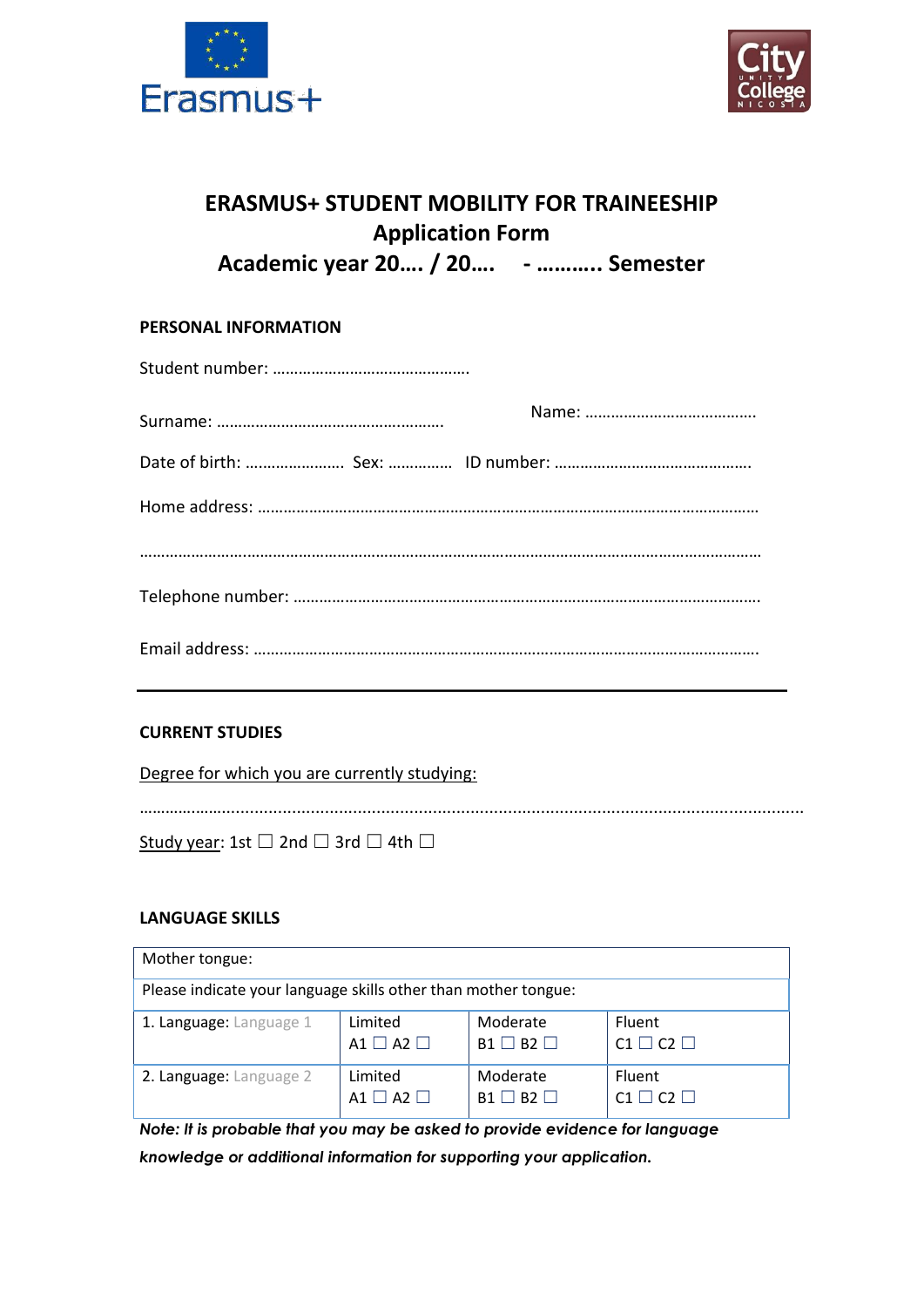# ERASMUS+ STUDENT MOBILITY FOR TRAINEESHIP
## Application Form
## Academic year 20…. / 20…. - ……….. Semester

### PERSONAL INFORMATION

Student number: ……………………………………….

Surname: …………………………………………….. Name: …………………………………

Date of birth: ………………….. Sex: ………….. ID number: ……………………………………….

Home address: ……………………………………………………………………………………………………

…………………………………………………………………………………………………………………………

Telephone number: ………………………………………………………………………………………

Email address: ……………………………………………………………………………………………

---

### CURRENT STUDIES

Degree for which you are currently studying:

…………………………………………………………………………………………………………………………

Study year: 1st ☐ 2nd ☐ 3rd ☐ 4th ☐

### LANGUAGE SKILLS

| Mother tongue: | | | |
|---|---|---|---|
| Please indicate your language skills other than mother tongue: | | | |
| 1. Language: Language 1 | Limited A1 ☐ A2 ☐ | Moderate B1 ☐ B2 ☐ | Fluent C1 ☐ C2 ☐ |
| 2. Language: Language 2 | Limited A1 ☐ A2 ☐ | Moderate B1 ☐ B2 ☐ | Fluent C1 ☐ C2 ☐ |

***Note: It is probable that you may be asked to provide evidence for language knowledge or additional information for supporting your application.***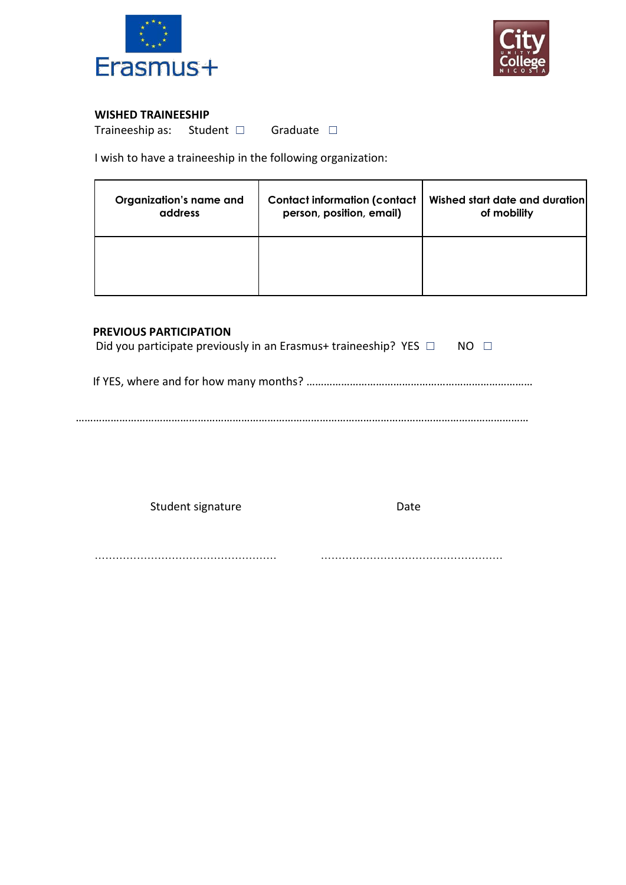**WISHED TRAINEESHIP**

Traineeship as: Student ☐ Graduate ☐

I wish to have a traineeship in the following organization:

| Organization's name and address | Contact information (contact person, position, email) | Wished start date and duration of mobility |
|---|---|---|
| | | |

**PREVIOUS PARTICIPATION**

Did you participate previously in an Erasmus+ traineeship? YES ☐ NO ☐

If YES, where and for how many months? ……………………………………………………………………

……………………………………………………………………………………………………………………………………………

Student signature Date

…………………………………………… ……………………………………………